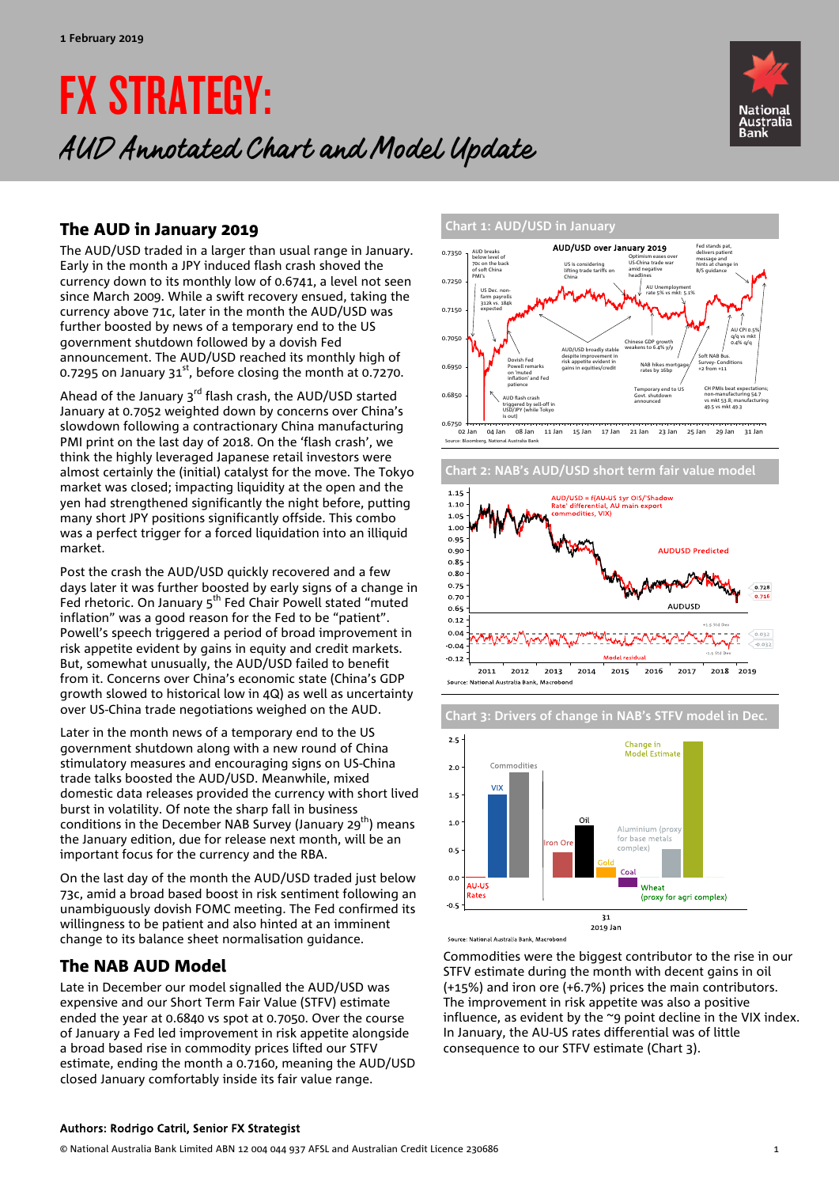1 February 2019

# FX STRATEGY:

## AUD Annotated Chart and Model Update

## The AUD in January 2019

The AUD/USD traded in a larger than usual range in January. Early in the month a JPY induced flash crash shoved the currency down to its monthly low of 0.6741, a level not seen since March 2009. While a swift recovery ensued, taking the currency above 71c, later in the month the AUD/USD was further boosted by news of a temporary end to the US government shutdown followed by a dovish Fed announcement. The AUD/USD reached its monthly high of 0.7295 on January 31[st], before closing the month at 0.7270.

Ahead of the January 3[rd] flash crash, the AUD/USD started January at 0.7052 weighted down by concerns over China's slowdown following a contractionary China manufacturing PMI print on the last day of 2018. On the 'flash crash', we think the highly leveraged Japanese retail investors were almost certainty the (initial) catalyst for the move. The Tokyo market was closed; impacting liquidity at the open and the yen had strengthened significantly the night before, putting many short JPY positions significantly offside. This combo was a perfect trigger for a forced liquidation into an illiquid market.

Post the crash the AUD/USD quickly recovered and a few days later it was further boosted by early signs of a change in Fed rhetoric. On January 5[th] Fed Chair Powell stated "muted inflation" was a good reason for the Fed to be "patient". Powell's speech triggered a period of broad improvement in risk appetite evident by gains in equity and credit markets. But, somewhat unusually, the AUD/USD failed to benefit from it. Concerns over China's economic state (China's GDP growth slowed to historical low in 4Q) as well as uncertainty over US-China trade negotiations weighed on the AUD.

Later in the month news of a temporary end to the US government shutdown along with a new round of China stimulatory measures and encouraging signs on US-China trade talks boosted the AUD/USD. Meanwhile, mixed domestic data releases provided the currency with short lived burst in volatility. Of note the sharp fall in business conditions in the December NAB Survey (January 29[th]) means the January edition, due for release next month, will be an important focus for the currency and the RBA.

On the last day of the month the AUD/USD traded just below 73c, amid a broad based boost in risk sentiment following an unambiguously dovish FOMC meeting. The Fed confirmed its willingness to be patient and also hinted at an imminent change to its balance sheet normalisation guidance.

## The NAB AUD Model

Late in December our model signalled the AUD/USD was expensive and our Short Term Fair Value (STFV) estimate ended the year at 0.6840 vs spot at 0.7050. Over the course of January a Fed led improvement in risk appetite alongside a broad based rise in commodity prices lifted our STFV estimate, ending the month a 0.7160, meaning the AUD/USD closed January comfortably inside its fair value range.

**Chart 1: AUD/USD in January**

**Chart 2: NAB's AUD/USD short term fair value model**

**Chart 3: Drivers of change in NAB's STFV model in Dec.**

Commodities were the biggest contributor to the rise in our STFV estimate during the month with decent gains in oil (+15%) and iron ore (+6.7%) prices the main contributors. The improvement in risk appetite was also a positive influence, as evident by the ~9 point decline in the VIX index. In January, the AU-US rates differential was of little consequence to our STFV estimate (Chart 3).

**Authors: Rodrigo Catril, Senior FX Strategist**

© National Australia Bank Limited ABN 12 004 044 937 AFSL and Australian Credit Licence 230686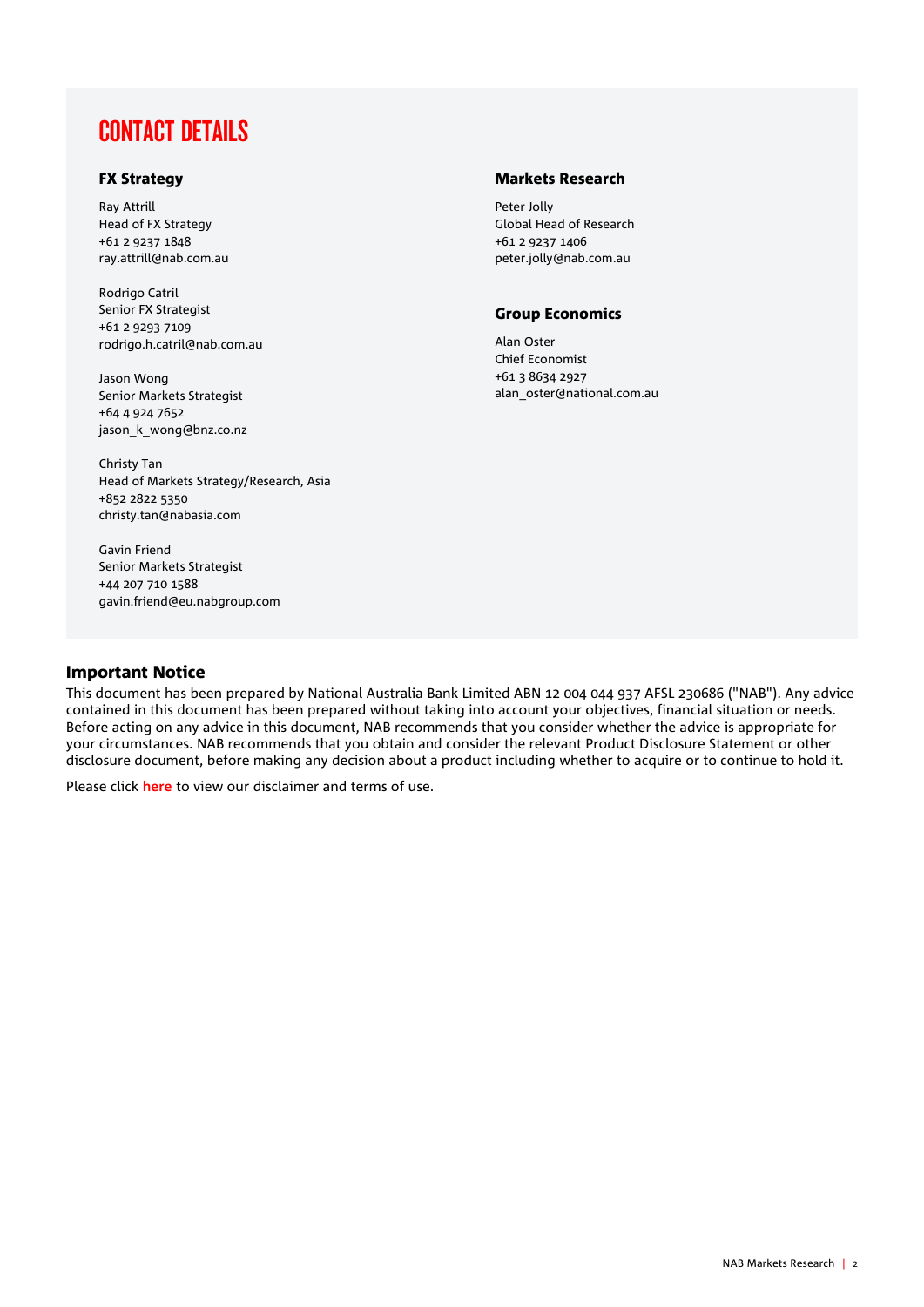# CONTACT DETAILS

### FX Strategy

Ray Attrill
Head of FX Strategy
+61 2 9237 1848
ray.attrill@nab.com.au

Rodrigo Catril
Senior FX Strategist
+61 2 9293 7109
rodrigo.h.catril@nab.com.au

Jason Wong
Senior Markets Strategist
+64 4 924 7652
jason_k_wong@bnz.co.nz

Christy Tan
Head of Markets Strategy/Research, Asia
+852 2822 5350
christy.tan@nabasia.com

Gavin Friend
Senior Markets Strategist
+44 207 710 1588
gavin.friend@eu.nabgroup.com

### Markets Research

Peter Jolly
Global Head of Research
+61 2 9237 1406
peter.jolly@nab.com.au

### Group Economics

Alan Oster
Chief Economist
+61 3 8634 2927
alan_oster@national.com.au

## Important Notice

This document has been prepared by National Australia Bank Limited ABN 12 004 044 937 AFSL 230686 ("NAB"). Any advice contained in this document has been prepared without taking into account your objectives, financial situation or needs. Before acting on any advice in this document, NAB recommends that you consider whether the advice is appropriate for your circumstances. NAB recommends that you obtain and consider the relevant Product Disclosure Statement or other disclosure document, before making any decision about a product including whether to acquire or to continue to hold it.

Please click **here** to view our disclaimer and terms of use.